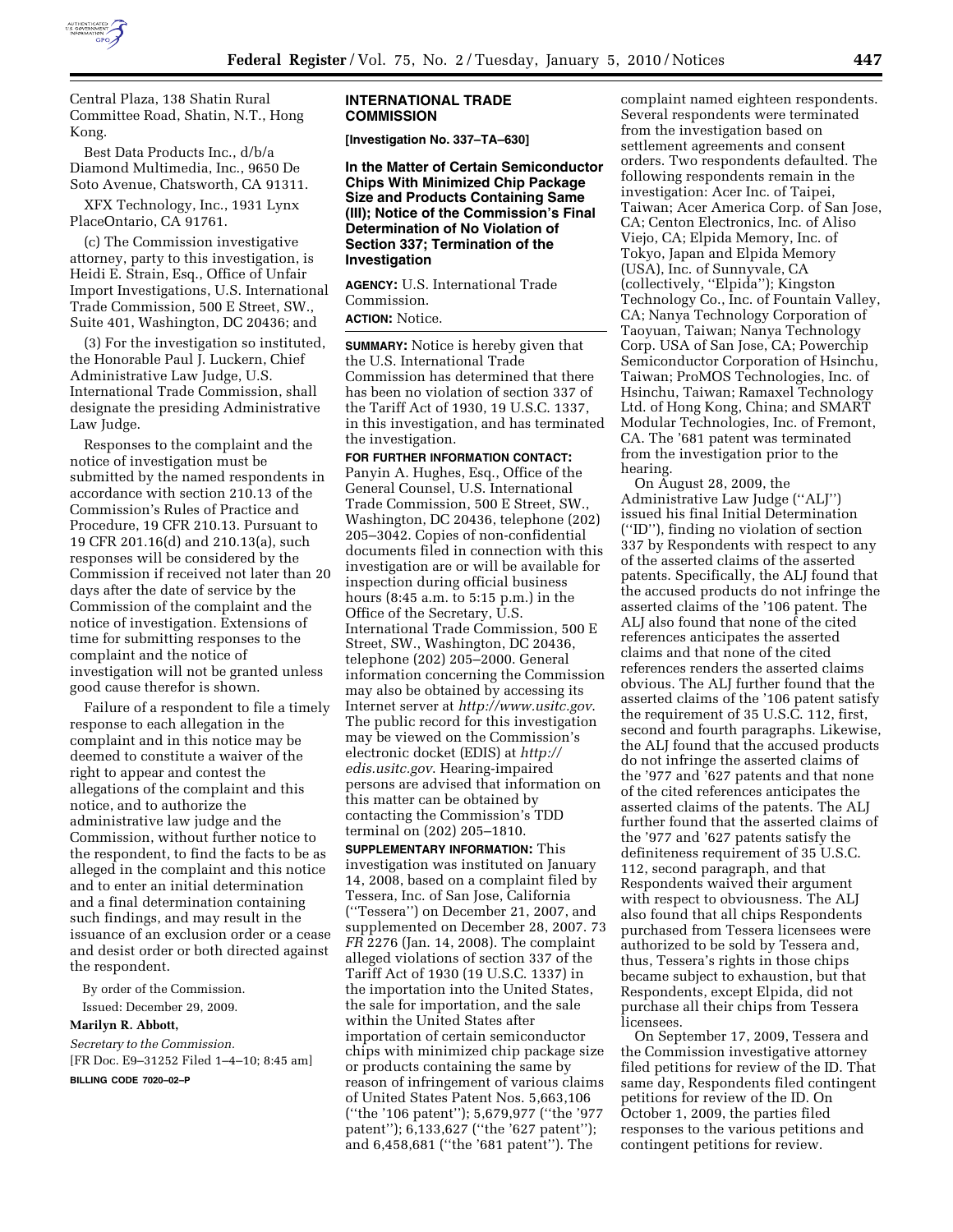Central Plaza, 138 Shatin Rural Committee Road, Shatin, N.T., Hong Kong.

Best Data Products Inc., d/b/a Diamond Multimedia, Inc., 9650 De Soto Avenue, Chatsworth, CA 91311.

XFX Technology, Inc., 1931 Lynx PlaceOntario, CA 91761.

(c) The Commission investigative attorney, party to this investigation, is Heidi E. Strain, Esq., Office of Unfair Import Investigations, U.S. International Trade Commission, 500 E Street, SW., Suite 401, Washington, DC 20436; and

(3) For the investigation so instituted, the Honorable Paul J. Luckern, Chief Administrative Law Judge, U.S. International Trade Commission, shall designate the presiding Administrative Law Judge.

Responses to the complaint and the notice of investigation must be submitted by the named respondents in accordance with section 210.13 of the Commission's Rules of Practice and Procedure, 19 CFR 210.13. Pursuant to 19 CFR 201.16(d) and 210.13(a), such responses will be considered by the Commission if received not later than 20 days after the date of service by the Commission of the complaint and the notice of investigation. Extensions of time for submitting responses to the complaint and the notice of investigation will not be granted unless good cause therefor is shown.

Failure of a respondent to file a timely response to each allegation in the complaint and in this notice may be deemed to constitute a waiver of the right to appear and contest the allegations of the complaint and this notice, and to authorize the administrative law judge and the Commission, without further notice to the respondent, to find the facts to be as alleged in the complaint and this notice and to enter an initial determination and a final determination containing such findings, and may result in the issuance of an exclusion order or a cease and desist order or both directed against the respondent.

By order of the Commission.

Issued: December 29, 2009.

**Marilyn R. Abbott,**

*Secretary to the Commission.*

[FR Doc. E9–31252 Filed 1–4–10; 8:45 am]

**BILLING CODE 7020–02–P**

## INTERNATIONAL TRADE COMMISSION

**[Investigation No. 337–TA–630]**

### In the Matter of Certain Semiconductor Chips With Minimized Chip Package Size and Products Containing Same (III); Notice of the Commission's Final Determination of No Violation of Section 337; Termination of the Investigation

**AGENCY:** U.S. International Trade Commission.

**ACTION:** Notice.

**SUMMARY:** Notice is hereby given that the U.S. International Trade Commission has determined that there has been no violation of section 337 of the Tariff Act of 1930, 19 U.S.C. 1337, in this investigation, and has terminated the investigation.

**FOR FURTHER INFORMATION CONTACT:** Panyin A. Hughes, Esq., Office of the General Counsel, U.S. International Trade Commission, 500 E Street, SW., Washington, DC 20436, telephone (202) 205–3042. Copies of non-confidential documents filed in connection with this investigation are or will be available for inspection during official business hours (8:45 a.m. to 5:15 p.m.) in the Office of the Secretary, U.S. International Trade Commission, 500 E Street, SW., Washington, DC 20436, telephone (202) 205–2000. General information concerning the Commission may also be obtained by accessing its Internet server at *http://www.usitc.gov*. The public record for this investigation may be viewed on the Commission's electronic docket (EDIS) at *http://edis.usitc.gov*. Hearing-impaired persons are advised that information on this matter can be obtained by contacting the Commission's TDD terminal on (202) 205–1810.

**SUPPLEMENTARY INFORMATION:** This investigation was instituted on January 14, 2008, based on a complaint filed by Tessera, Inc. of San Jose, California ("Tessera") on December 21, 2007, and supplemented on December 28, 2007. 73 *FR* 2276 (Jan. 14, 2008). The complaint alleged violations of section 337 of the Tariff Act of 1930 (19 U.S.C. 1337) in the importation into the United States, the sale for importation, and the sale within the United States after importation of certain semiconductor chips with minimized chip package size or products containing the same by reason of infringement of various claims of United States Patent Nos. 5,663,106 ("the '106 patent"); 5,679,977 ("the '977 patent"); 6,133,627 ("the '627 patent"); and 6,458,681 ("the '681 patent"). The complaint named eighteen respondents. Several respondents were terminated from the investigation based on settlement agreements and consent orders. Two respondents defaulted. The following respondents remain in the investigation: Acer Inc. of Taipei, Taiwan; Acer America Corp. of San Jose, CA; Centon Electronics, Inc. of Aliso Viejo, CA; Elpida Memory, Inc. of Tokyo, Japan and Elpida Memory (USA), Inc. of Sunnyvale, CA (collectively, "Elpida"); Kingston Technology Co., Inc. of Fountain Valley, CA; Nanya Technology Corporation of Taoyuan, Taiwan; Nanya Technology Corp. USA of San Jose, CA; Powerchip Semiconductor Corporation of Hsinchu, Taiwan; ProMOS Technologies, Inc. of Hsinchu, Taiwan; Ramaxel Technology Ltd. of Hong Kong, China; and SMART Modular Technologies, Inc. of Fremont, CA. The '681 patent was terminated from the investigation prior to the hearing.

On August 28, 2009, the Administrative Law Judge ("ALJ") issued his final Initial Determination ("ID"), finding no violation of section 337 by Respondents with respect to any of the asserted claims of the asserted patents. Specifically, the ALJ found that the accused products do not infringe the asserted claims of the '106 patent. The ALJ also found that none of the cited references anticipates the asserted claims and that none of the cited references renders the asserted claims obvious. The ALJ further found that the asserted claims of the '106 patent satisfy the requirement of 35 U.S.C. 112, first, second and fourth paragraphs. Likewise, the ALJ found that the accused products do not infringe the asserted claims of the '977 and '627 patents and that none of the cited references anticipates the asserted claims of the patents. The ALJ further found that the asserted claims of the '977 and '627 patents satisfy the definiteness requirement of 35 U.S.C. 112, second paragraph, and that Respondents waived their argument with respect to obviousness. The ALJ also found that all chips Respondents purchased from Tessera licensees were authorized to be sold by Tessera and, thus, Tessera's rights in those chips became subject to exhaustion, but that Respondents, except Elpida, did not purchase all their chips from Tessera licensees.

On September 17, 2009, Tessera and the Commission investigative attorney filed petitions for review of the ID. That same day, Respondents filed contingent petitions for review of the ID. On October 1, 2009, the parties filed responses to the various petitions and contingent petitions for review.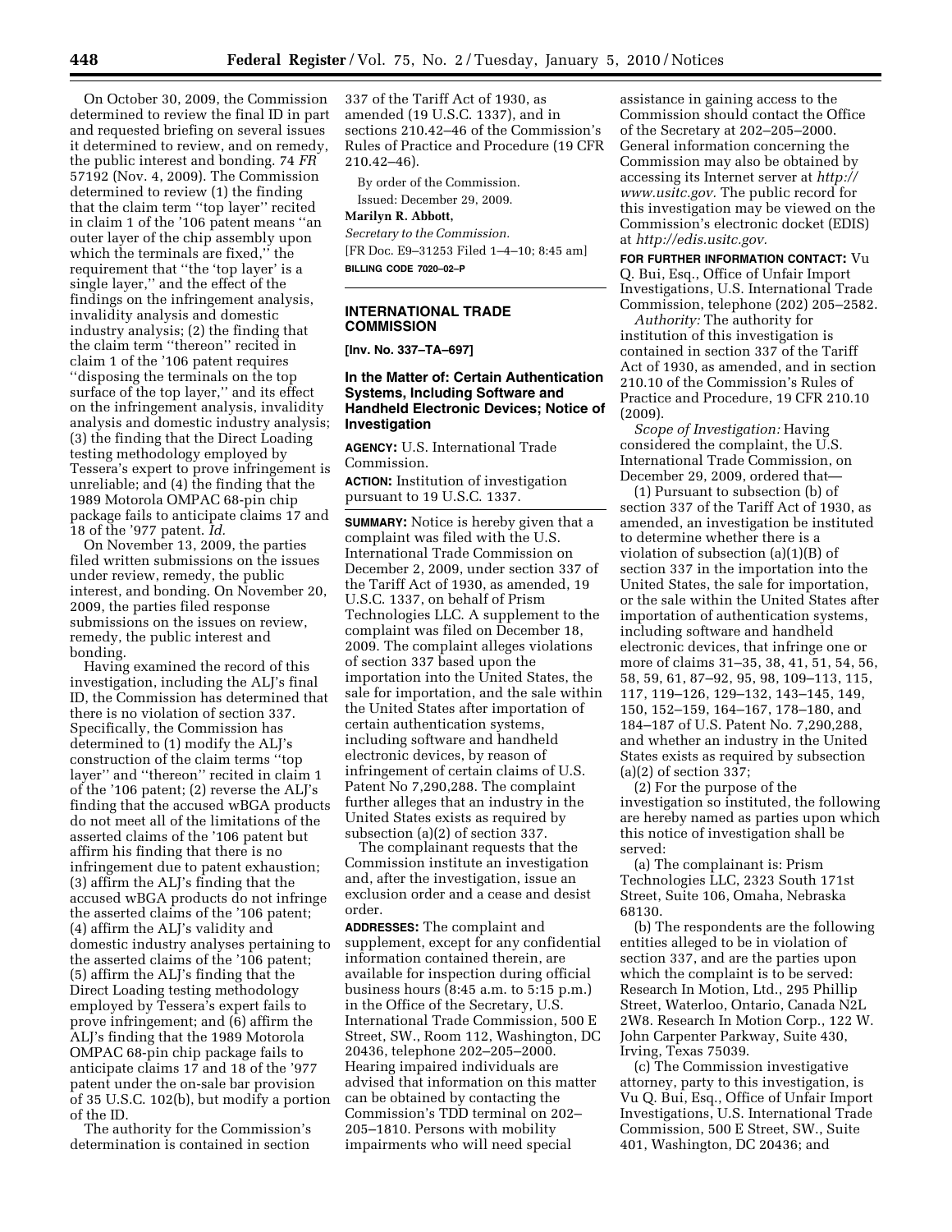On October 30, 2009, the Commission determined to review the final ID in part and requested briefing on several issues it determined to review, and on remedy, the public interest and bonding. 74 *FR* 57192 (Nov. 4, 2009). The Commission determined to review (1) the finding that the claim term ''top layer'' recited in claim 1 of the '106 patent means ''an outer layer of the chip assembly upon which the terminals are fixed,'' the requirement that ''the 'top layer' is a single layer,'' and the effect of the findings on the infringement analysis, invalidity analysis and domestic industry analysis; (2) the finding that the claim term ''thereon'' recited in claim 1 of the '106 patent requires ''disposing the terminals on the top surface of the top layer,'' and its effect on the infringement analysis, invalidity analysis and domestic industry analysis; (3) the finding that the Direct Loading testing methodology employed by Tessera's expert to prove infringement is unreliable; and (4) the finding that the 1989 Motorola OMPAC 68-pin chip package fails to anticipate claims 17 and 18 of the '977 patent. *Id.*

On November 13, 2009, the parties filed written submissions on the issues under review, remedy, the public interest, and bonding. On November 20, 2009, the parties filed response submissions on the issues on review, remedy, the public interest and bonding.

Having examined the record of this investigation, including the ALJ's final ID, the Commission has determined that there is no violation of section 337. Specifically, the Commission has determined to (1) modify the ALJ's construction of the claim terms ''top layer'' and ''thereon'' recited in claim 1 of the '106 patent; (2) reverse the ALJ's finding that the accused wBGA products do not meet all of the limitations of the asserted claims of the '106 patent but affirm his finding that there is no infringement due to patent exhaustion; (3) affirm the ALJ's finding that the accused wBGA products do not infringe the asserted claims of the '106 patent; (4) affirm the ALJ's validity and domestic industry analyses pertaining to the asserted claims of the '106 patent; (5) affirm the ALJ's finding that the Direct Loading testing methodology employed by Tessera's expert fails to prove infringement; and (6) affirm the ALJ's finding that the 1989 Motorola OMPAC 68-pin chip package fails to anticipate claims 17 and 18 of the '977 patent under the on-sale bar provision of 35 U.S.C. 102(b), but modify a portion of the ID.

The authority for the Commission's determination is contained in section 337 of the Tariff Act of 1930, as amended (19 U.S.C. 1337), and in sections 210.42–46 of the Commission's Rules of Practice and Procedure (19 CFR 210.42–46).

By order of the Commission.

Issued: December 29, 2009.

**Marilyn R. Abbott,**

*Secretary to the Commission.*

[FR Doc. E9–31253 Filed 1–4–10; 8:45 am]

**BILLING CODE 7020–02–P**

---

## INTERNATIONAL TRADE COMMISSION

**[Inv. No. 337–TA–697]**

### In the Matter of: Certain Authentication Systems, Including Software and Handheld Electronic Devices; Notice of Investigation

**AGENCY:** U.S. International Trade Commission.

**ACTION:** Institution of investigation pursuant to 19 U.S.C. 1337.

**SUMMARY:** Notice is hereby given that a complaint was filed with the U.S. International Trade Commission on December 2, 2009, under section 337 of the Tariff Act of 1930, as amended, 19 U.S.C. 1337, on behalf of Prism Technologies LLC. A supplement to the complaint was filed on December 18, 2009. The complaint alleges violations of section 337 based upon the importation into the United States, the sale for importation, and the sale within the United States after importation of certain authentication systems, including software and handheld electronic devices, by reason of infringement of certain claims of U.S. Patent No 7,290,288. The complaint further alleges that an industry in the United States exists as required by subsection (a)(2) of section 337.

The complainant requests that the Commission institute an investigation and, after the investigation, issue an exclusion order and a cease and desist order.

**ADDRESSES:** The complaint and supplement, except for any confidential information contained therein, are available for inspection during official business hours (8:45 a.m. to 5:15 p.m.) in the Office of the Secretary, U.S. International Trade Commission, 500 E Street, SW., Room 112, Washington, DC 20436, telephone 202–205–2000. Hearing impaired individuals are advised that information on this matter can be obtained by contacting the Commission's TDD terminal on 202–205–1810. Persons with mobility impairments who will need special assistance in gaining access to the Commission should contact the Office of the Secretary at 202–205–2000. General information concerning the Commission may also be obtained by accessing its Internet server at *http://www.usitc.gov*. The public record for this investigation may be viewed on the Commission's electronic docket (EDIS) at *http://edis.usitc.gov*.

**FOR FURTHER INFORMATION CONTACT:** Vu Q. Bui, Esq., Office of Unfair Import Investigations, U.S. International Trade Commission, telephone (202) 205–2582.

*Authority:* The authority for institution of this investigation is contained in section 337 of the Tariff Act of 1930, as amended, and in section 210.10 of the Commission's Rules of Practice and Procedure, 19 CFR 210.10 (2009).

*Scope of Investigation:* Having considered the complaint, the U.S. International Trade Commission, on December 29, 2009, ordered that—

(1) Pursuant to subsection (b) of section 337 of the Tariff Act of 1930, as amended, an investigation be instituted to determine whether there is a violation of subsection (a)(1)(B) of section 337 in the importation into the United States, the sale for importation, or the sale within the United States after importation of authentication systems, including software and handheld electronic devices, that infringe one or more of claims 31–35, 38, 41, 51, 54, 56, 58, 59, 61, 87–92, 95, 98, 109–113, 115, 117, 119–126, 129–132, 143–145, 149, 150, 152–159, 164–167, 178–180, and 184–187 of U.S. Patent No. 7,290,288, and whether an industry in the United States exists as required by subsection (a)(2) of section 337;

(2) For the purpose of the investigation so instituted, the following are hereby named as parties upon which this notice of investigation shall be served:

(a) The complainant is: Prism Technologies LLC, 2323 South 171st Street, Suite 106, Omaha, Nebraska 68130.

(b) The respondents are the following entities alleged to be in violation of section 337, and are the parties upon which the complaint is to be served: Research In Motion, Ltd., 295 Phillip Street, Waterloo, Ontario, Canada N2L 2W8. Research In Motion Corp., 122 W. John Carpenter Parkway, Suite 430, Irving, Texas 75039.

(c) The Commission investigative attorney, party to this investigation, is Vu Q. Bui, Esq., Office of Unfair Import Investigations, U.S. International Trade Commission, 500 E Street, SW., Suite 401, Washington, DC 20436; and